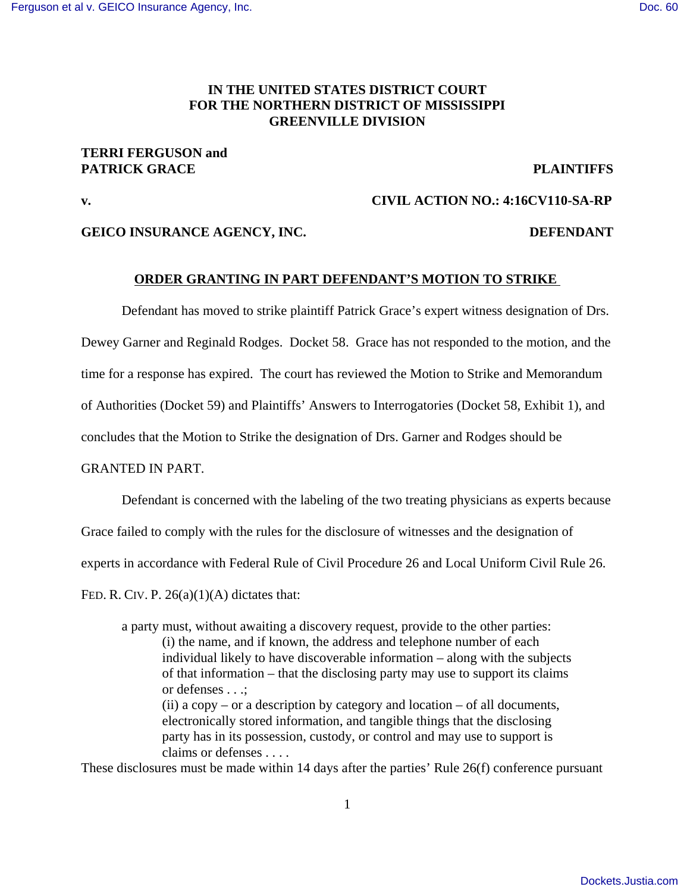**IN THE UNITED STATES DISTRICT COURT**
**FOR THE NORTHERN DISTRICT OF MISSISSIPPI**
**GREENVILLE DIVISION**

**TERRI FERGUSON and**
**PATRICK GRACE** **PLAINTIFFS**

**v.** **CIVIL ACTION NO.: 4:16CV110-SA-RP**

**GEICO INSURANCE AGENCY, INC.** **DEFENDANT**

**ORDER GRANTING IN PART DEFENDANT'S MOTION TO STRIKE**

Defendant has moved to strike plaintiff Patrick Grace's expert witness designation of Drs. Dewey Garner and Reginald Rodges. Docket 58. Grace has not responded to the motion, and the time for a response has expired. The court has reviewed the Motion to Strike and Memorandum of Authorities (Docket 59) and Plaintiffs' Answers to Interrogatories (Docket 58, Exhibit 1), and concludes that the Motion to Strike the designation of Drs. Garner and Rodges should be GRANTED IN PART.

Defendant is concerned with the labeling of the two treating physicians as experts because Grace failed to comply with the rules for the disclosure of witnesses and the designation of experts in accordance with Federal Rule of Civil Procedure 26 and Local Uniform Civil Rule 26. FED. R. CIV. P. 26(a)(1)(A) dictates that:

> a party must, without awaiting a discovery request, provide to the other parties:
> (i) the name, and if known, the address and telephone number of each individual likely to have discoverable information – along with the subjects of that information – that the disclosing party may use to support its claims or defenses . . .;
> (ii) a copy – or a description by category and location – of all documents, electronically stored information, and tangible things that the disclosing party has in its possession, custody, or control and may use to support is claims or defenses . . . .

These disclosures must be made within 14 days after the parties' Rule 26(f) conference pursuant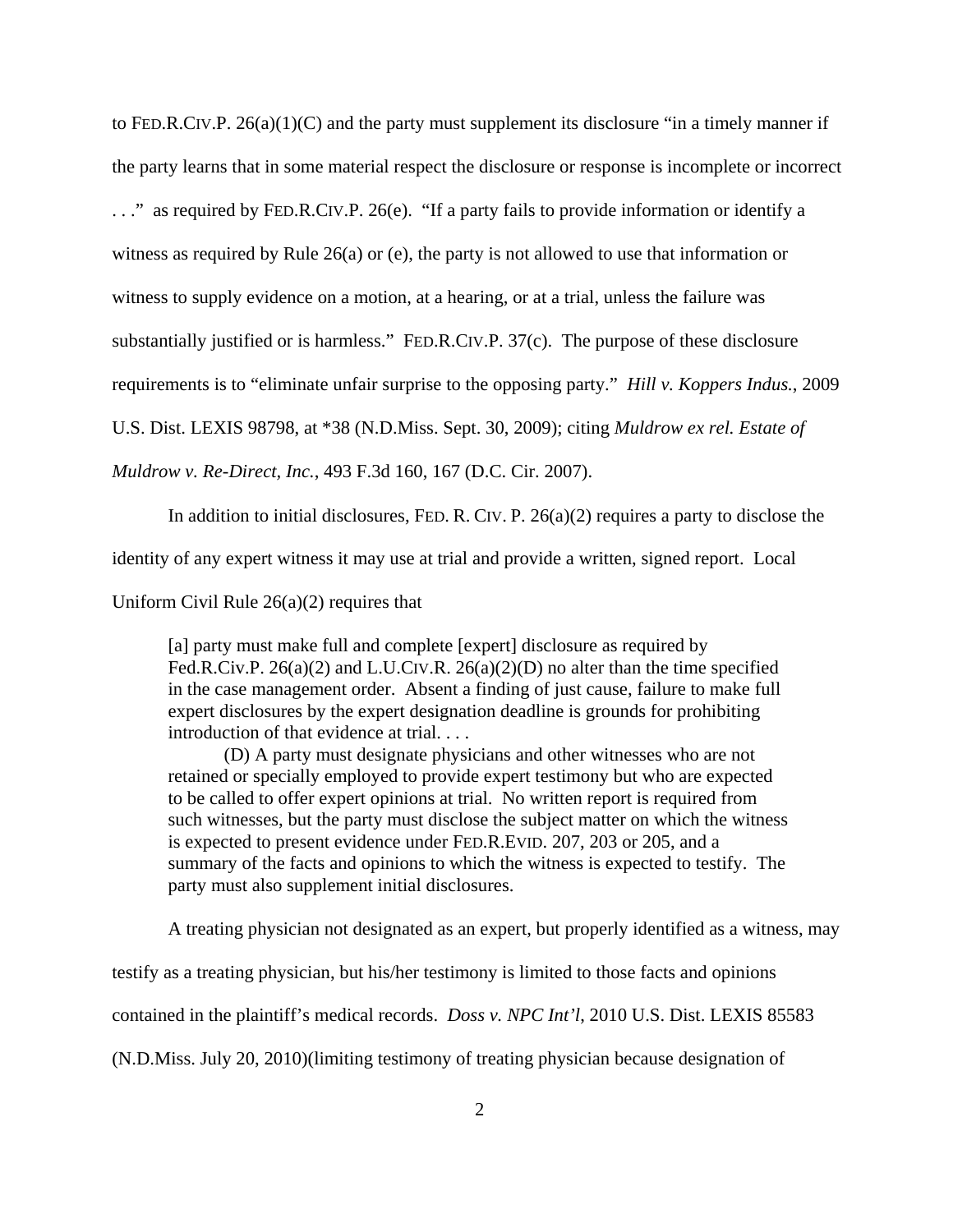to FED.R.CIV.P. 26(a)(1)(C) and the party must supplement its disclosure "in a timely manner if the party learns that in some material respect the disclosure or response is incomplete or incorrect . . ." as required by FED.R.CIV.P. 26(e). "If a party fails to provide information or identify a witness as required by Rule 26(a) or (e), the party is not allowed to use that information or witness to supply evidence on a motion, at a hearing, or at a trial, unless the failure was substantially justified or is harmless." FED.R.CIV.P. 37(c). The purpose of these disclosure requirements is to "eliminate unfair surprise to the opposing party." *Hill v. Koppers Indus.*, 2009 U.S. Dist. LEXIS 98798, at *38 (N.D.Miss. Sept. 30, 2009); citing *Muldrow ex rel. Estate of Muldrow v. Re-Direct, Inc.*, 493 F.3d 160, 167 (D.C. Cir. 2007).

In addition to initial disclosures, FED. R. CIV. P. 26(a)(2) requires a party to disclose the identity of any expert witness it may use at trial and provide a written, signed report. Local Uniform Civil Rule 26(a)(2) requires that

> [a] party must make full and complete [expert] disclosure as required by Fed.R.Civ.P. 26(a)(2) and L.U.CIV.R. 26(a)(2)(D) no alter than the time specified in the case management order. Absent a finding of just cause, failure to make full expert disclosures by the expert designation deadline is grounds for prohibiting introduction of that evidence at trial. . . .
>
> (D) A party must designate physicians and other witnesses who are not retained or specially employed to provide expert testimony but who are expected to be called to offer expert opinions at trial. No written report is required from such witnesses, but the party must disclose the subject matter on which the witness is expected to present evidence under FED.R.EVID. 207, 203 or 205, and a summary of the facts and opinions to which the witness is expected to testify. The party must also supplement initial disclosures.

A treating physician not designated as an expert, but properly identified as a witness, may testify as a treating physician, but his/her testimony is limited to those facts and opinions contained in the plaintiff's medical records. *Doss v. NPC Int'l*, 2010 U.S. Dist. LEXIS 85583 (N.D.Miss. July 20, 2010)(limiting testimony of treating physician because designation of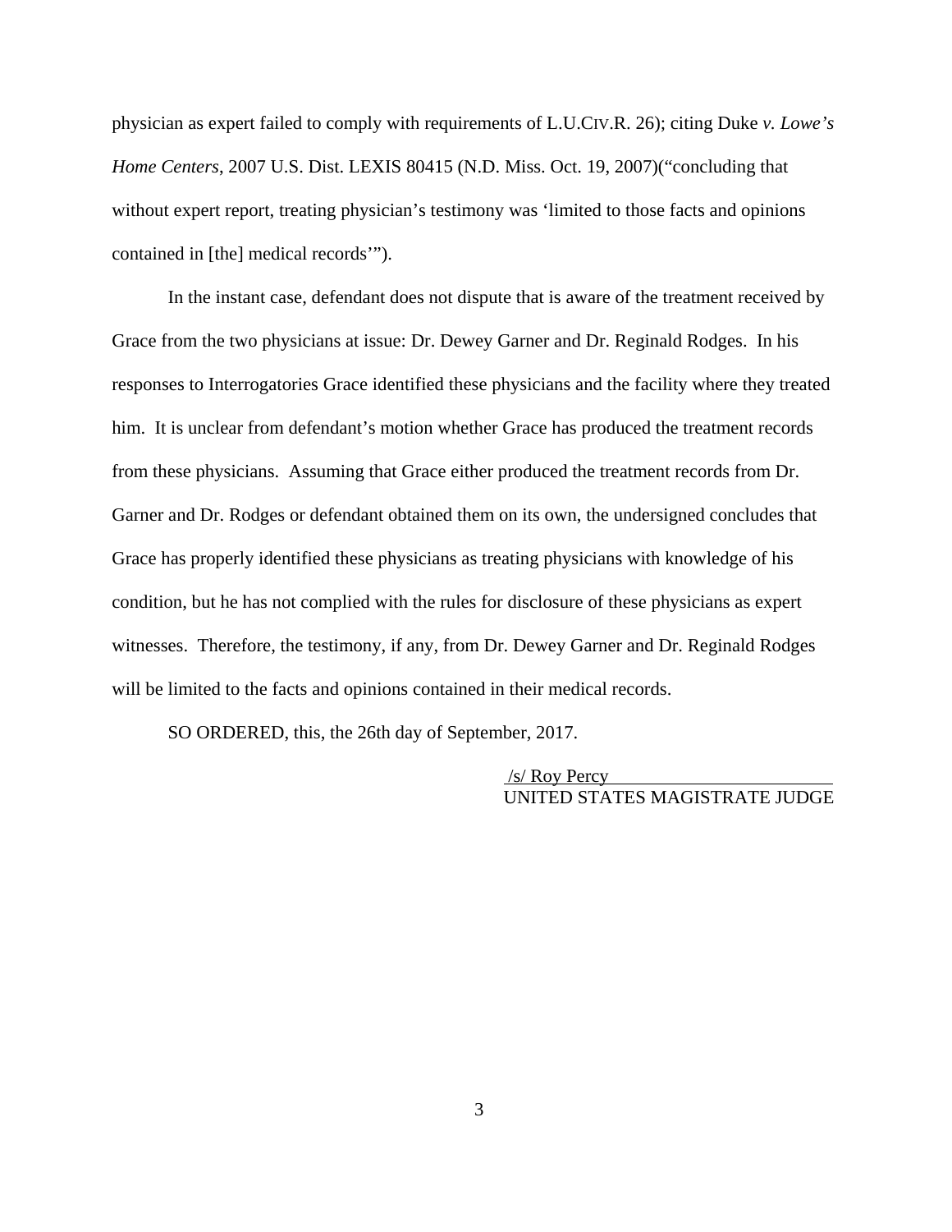physician as expert failed to comply with requirements of L.U.CIV.R. 26); citing Duke *v. Lowe's Home Centers*, 2007 U.S. Dist. LEXIS 80415 (N.D. Miss. Oct. 19, 2007)("concluding that without expert report, treating physician's testimony was 'limited to those facts and opinions contained in [the] medical records'").

In the instant case, defendant does not dispute that is aware of the treatment received by Grace from the two physicians at issue: Dr. Dewey Garner and Dr. Reginald Rodges. In his responses to Interrogatories Grace identified these physicians and the facility where they treated him. It is unclear from defendant's motion whether Grace has produced the treatment records from these physicians. Assuming that Grace either produced the treatment records from Dr. Garner and Dr. Rodges or defendant obtained them on its own, the undersigned concludes that Grace has properly identified these physicians as treating physicians with knowledge of his condition, but he has not complied with the rules for disclosure of these physicians as expert witnesses. Therefore, the testimony, if any, from Dr. Dewey Garner and Dr. Reginald Rodges will be limited to the facts and opinions contained in their medical records.

SO ORDERED, this, the 26th day of September, 2017.

/s/ Roy Percy
UNITED STATES MAGISTRATE JUDGE